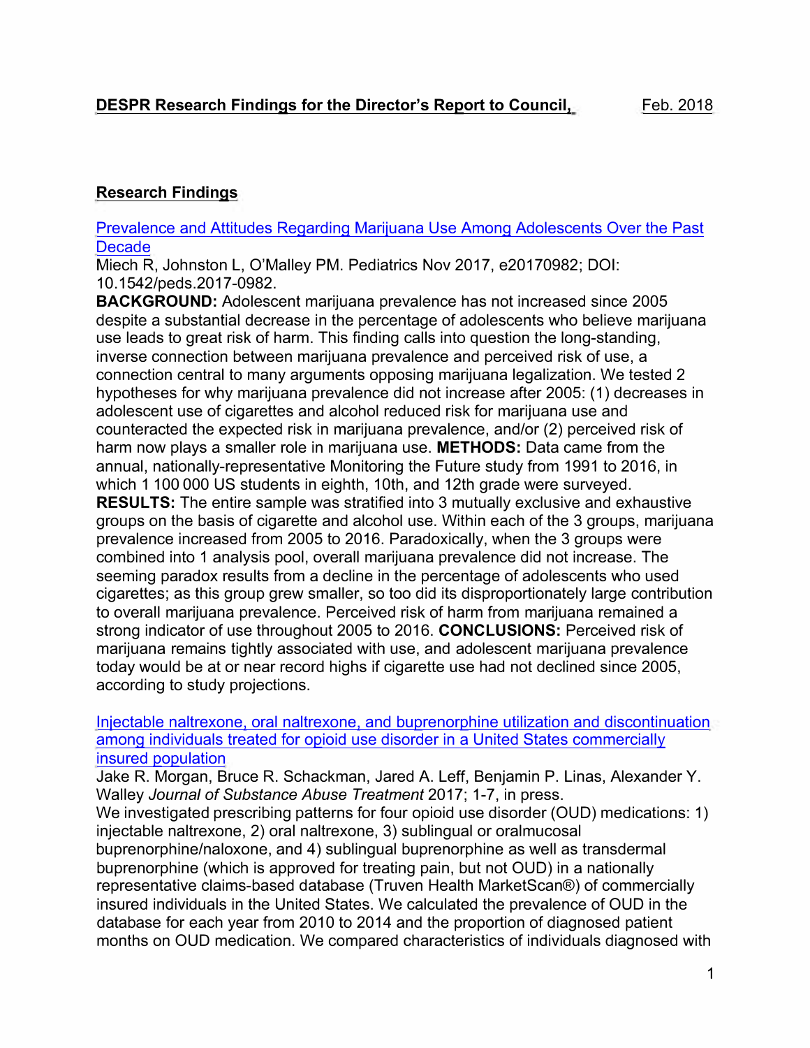# DESPR Research Findings for the Director's Report to Council, Feb. 2018

## Research Findings

[Prevalence and Attitudes Regarding Marijuana Use Among Adolescents Over the Past Decade]

Miech R, Johnston L, O'Malley PM. Pediatrics Nov 2017, e20170982; DOI: 10.1542/peds.2017-0982.

**BACKGROUND:** Adolescent marijuana prevalence has not increased since 2005 despite a substantial decrease in the percentage of adolescents who believe marijuana use leads to great risk of harm. This finding calls into question the long-standing, inverse connection between marijuana prevalence and perceived risk of use, a connection central to many arguments opposing marijuana legalization. We tested 2 hypotheses for why marijuana prevalence did not increase after 2005: (1) decreases in adolescent use of cigarettes and alcohol reduced risk for marijuana use and counteracted the expected risk in marijuana prevalence, and/or (2) perceived risk of harm now plays a smaller role in marijuana use. **METHODS:** Data came from the annual, nationally-representative Monitoring the Future study from 1991 to 2016, in which 1 100 000 US students in eighth, 10th, and 12th grade were surveyed. **RESULTS:** The entire sample was stratified into 3 mutually exclusive and exhaustive groups on the basis of cigarette and alcohol use. Within each of the 3 groups, marijuana prevalence increased from 2005 to 2016. Paradoxically, when the 3 groups were combined into 1 analysis pool, overall marijuana prevalence did not increase. The seeming paradox results from a decline in the percentage of adolescents who used cigarettes; as this group grew smaller, so too did its disproportionately large contribution to overall marijuana prevalence. Perceived risk of harm from marijuana remained a strong indicator of use throughout 2005 to 2016. **CONCLUSIONS:** Perceived risk of marijuana remains tightly associated with use, and adolescent marijuana prevalence today would be at or near record highs if cigarette use had not declined since 2005, according to study projections.

[Injectable naltrexone, oral naltrexone, and buprenorphine utilization and discontinuation among individuals treated for opioid use disorder in a United States commercially insured population]

Jake R. Morgan, Bruce R. Schackman, Jared A. Leff, Benjamin P. Linas, Alexander Y. Walley *Journal of Substance Abuse Treatment* 2017; 1-7, in press.

We investigated prescribing patterns for four opioid use disorder (OUD) medications: 1) injectable naltrexone, 2) oral naltrexone, 3) sublingual or oralmucosal buprenorphine/naloxone, and 4) sublingual buprenorphine as well as transdermal buprenorphine (which is approved for treating pain, but not OUD) in a nationally representative claims-based database (Truven Health MarketScan®) of commercially insured individuals in the United States. We calculated the prevalence of OUD in the database for each year from 2010 to 2014 and the proportion of diagnosed patient months on OUD medication. We compared characteristics of individuals diagnosed with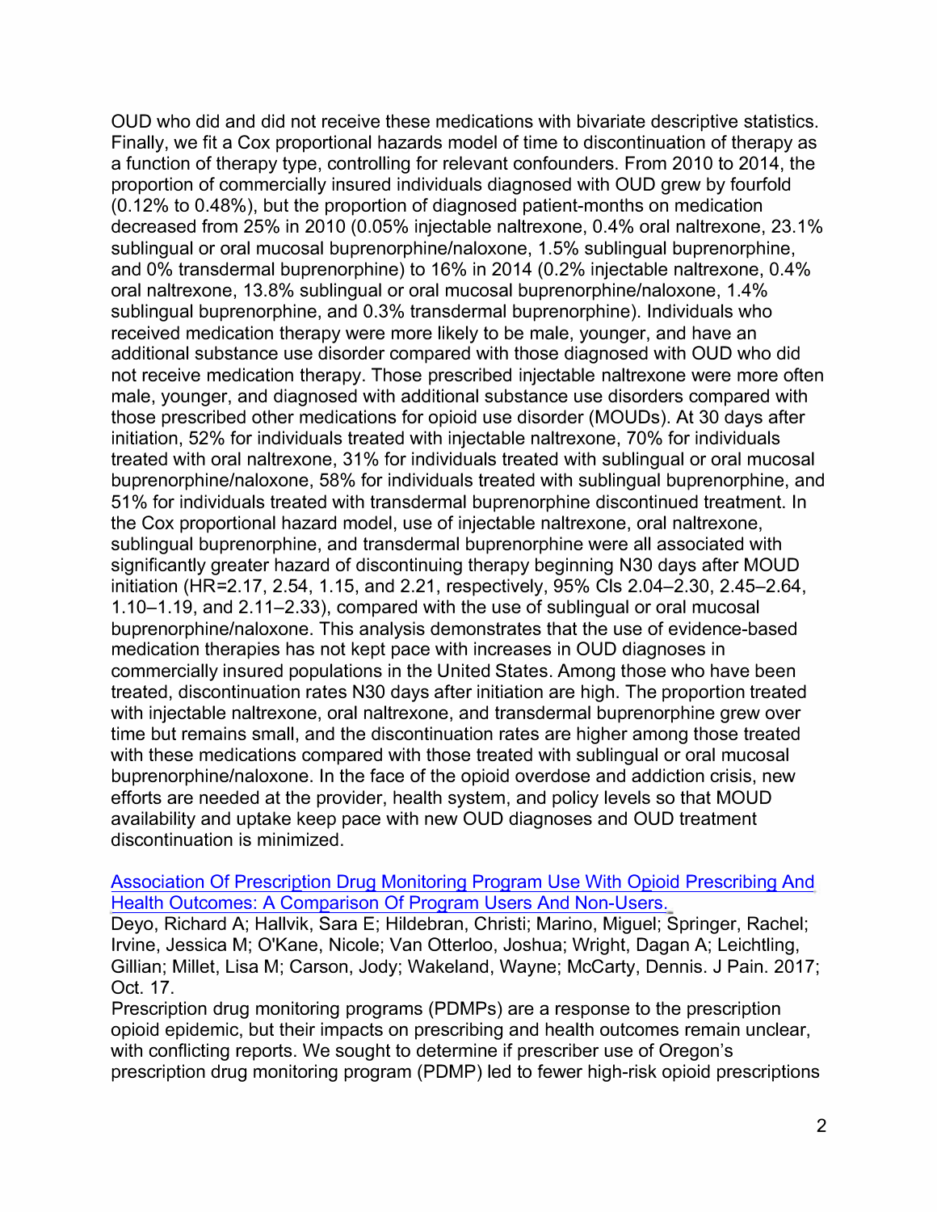OUD who did and did not receive these medications with bivariate descriptive statistics. Finally, we fit a Cox proportional hazards model of time to discontinuation of therapy as a function of therapy type, controlling for relevant confounders. From 2010 to 2014, the proportion of commercially insured individuals diagnosed with OUD grew by fourfold (0.12% to 0.48%), but the proportion of diagnosed patient-months on medication decreased from 25% in 2010 (0.05% injectable naltrexone, 0.4% oral naltrexone, 23.1% sublingual or oral mucosal buprenorphine/naloxone, 1.5% sublingual buprenorphine, and 0% transdermal buprenorphine) to 16% in 2014 (0.2% injectable naltrexone, 0.4% oral naltrexone, 13.8% sublingual or oral mucosal buprenorphine/naloxone, 1.4% sublingual buprenorphine, and 0.3% transdermal buprenorphine). Individuals who received medication therapy were more likely to be male, younger, and have an additional substance use disorder compared with those diagnosed with OUD who did not receive medication therapy. Those prescribed injectable naltrexone were more often male, younger, and diagnosed with additional substance use disorders compared with those prescribed other medications for opioid use disorder (MOUDs). At 30 days after initiation, 52% for individuals treated with injectable naltrexone, 70% for individuals treated with oral naltrexone, 31% for individuals treated with sublingual or oral mucosal buprenorphine/naloxone, 58% for individuals treated with sublingual buprenorphine, and 51% for individuals treated with transdermal buprenorphine discontinued treatment. In the Cox proportional hazard model, use of injectable naltrexone, oral naltrexone, sublingual buprenorphine, and transdermal buprenorphine were all associated with significantly greater hazard of discontinuing therapy beginning N30 days after MOUD initiation (HR=2.17, 2.54, 1.15, and 2.21, respectively, 95% CIs 2.04–2.30, 2.45–2.64, 1.10–1.19, and 2.11–2.33), compared with the use of sublingual or oral mucosal buprenorphine/naloxone. This analysis demonstrates that the use of evidence-based medication therapies has not kept pace with increases in OUD diagnoses in commercially insured populations in the United States. Among those who have been treated, discontinuation rates N30 days after initiation are high. The proportion treated with injectable naltrexone, oral naltrexone, and transdermal buprenorphine grew over time but remains small, and the discontinuation rates are higher among those treated with these medications compared with those treated with sublingual or oral mucosal buprenorphine/naloxone. In the face of the opioid overdose and addiction crisis, new efforts are needed at the provider, health system, and policy levels so that MOUD availability and uptake keep pace with new OUD diagnoses and OUD treatment discontinuation is minimized.

[Association Of Prescription Drug Monitoring Program Use With Opioid Prescribing And Health Outcomes: A Comparison Of Program Users And Non-Users.]()
Deyo, Richard A; Hallvik, Sara E; Hildebran, Christi; Marino, Miguel; Springer, Rachel; Irvine, Jessica M; O'Kane, Nicole; Van Otterloo, Joshua; Wright, Dagan A; Leichtling, Gillian; Millet, Lisa M; Carson, Jody; Wakeland, Wayne; McCarty, Dennis. J Pain. 2017; Oct. 17.
Prescription drug monitoring programs (PDMPs) are a response to the prescription opioid epidemic, but their impacts on prescribing and health outcomes remain unclear, with conflicting reports. We sought to determine if prescriber use of Oregon's prescription drug monitoring program (PDMP) led to fewer high-risk opioid prescriptions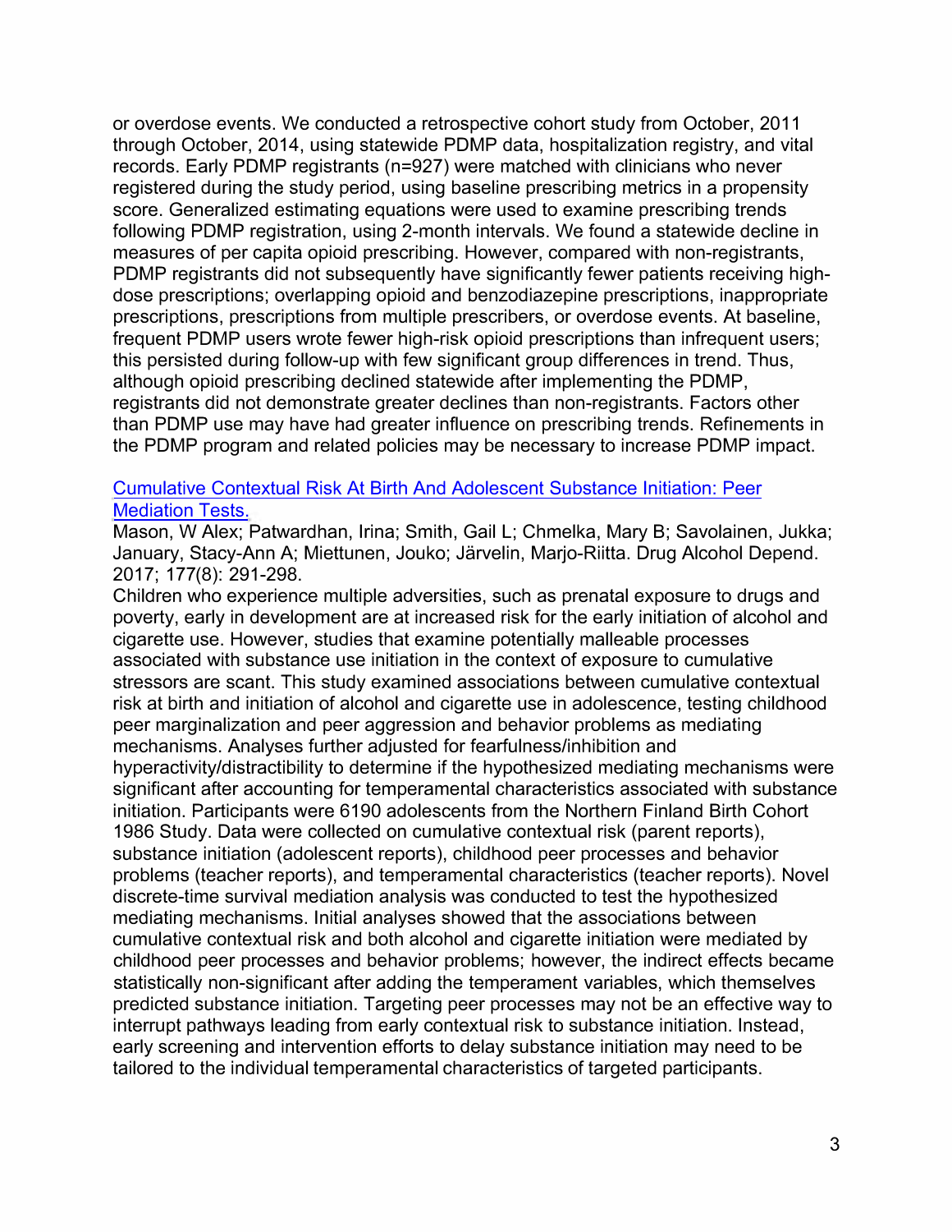or overdose events. We conducted a retrospective cohort study from October, 2011 through October, 2014, using statewide PDMP data, hospitalization registry, and vital records. Early PDMP registrants (n=927) were matched with clinicians who never registered during the study period, using baseline prescribing metrics in a propensity score. Generalized estimating equations were used to examine prescribing trends following PDMP registration, using 2-month intervals. We found a statewide decline in measures of per capita opioid prescribing. However, compared with non-registrants, PDMP registrants did not subsequently have significantly fewer patients receiving high-dose prescriptions; overlapping opioid and benzodiazepine prescriptions, inappropriate prescriptions, prescriptions from multiple prescribers, or overdose events. At baseline, frequent PDMP users wrote fewer high-risk opioid prescriptions than infrequent users; this persisted during follow-up with few significant group differences in trend. Thus, although opioid prescribing declined statewide after implementing the PDMP, registrants did not demonstrate greater declines than non-registrants. Factors other than PDMP use may have had greater influence on prescribing trends. Refinements in the PDMP program and related policies may be necessary to increase PDMP impact.

Cumulative Contextual Risk At Birth And Adolescent Substance Initiation: Peer Mediation Tests.
Mason, W Alex; Patwardhan, Irina; Smith, Gail L; Chmelka, Mary B; Savolainen, Jukka; January, Stacy-Ann A; Miettunen, Jouko; Järvelin, Marjo-Riitta. Drug Alcohol Depend. 2017; 177(8): 291-298.
Children who experience multiple adversities, such as prenatal exposure to drugs and poverty, early in development are at increased risk for the early initiation of alcohol and cigarette use. However, studies that examine potentially malleable processes associated with substance use initiation in the context of exposure to cumulative stressors are scant. This study examined associations between cumulative contextual risk at birth and initiation of alcohol and cigarette use in adolescence, testing childhood peer marginalization and peer aggression and behavior problems as mediating mechanisms. Analyses further adjusted for fearfulness/inhibition and hyperactivity/distractibility to determine if the hypothesized mediating mechanisms were significant after accounting for temperamental characteristics associated with substance initiation. Participants were 6190 adolescents from the Northern Finland Birth Cohort 1986 Study. Data were collected on cumulative contextual risk (parent reports), substance initiation (adolescent reports), childhood peer processes and behavior problems (teacher reports), and temperamental characteristics (teacher reports). Novel discrete-time survival mediation analysis was conducted to test the hypothesized mediating mechanisms. Initial analyses showed that the associations between cumulative contextual risk and both alcohol and cigarette initiation were mediated by childhood peer processes and behavior problems; however, the indirect effects became statistically non-significant after adding the temperament variables, which themselves predicted substance initiation. Targeting peer processes may not be an effective way to interrupt pathways leading from early contextual risk to substance initiation. Instead, early screening and intervention efforts to delay substance initiation may need to be tailored to the individual temperamental characteristics of targeted participants.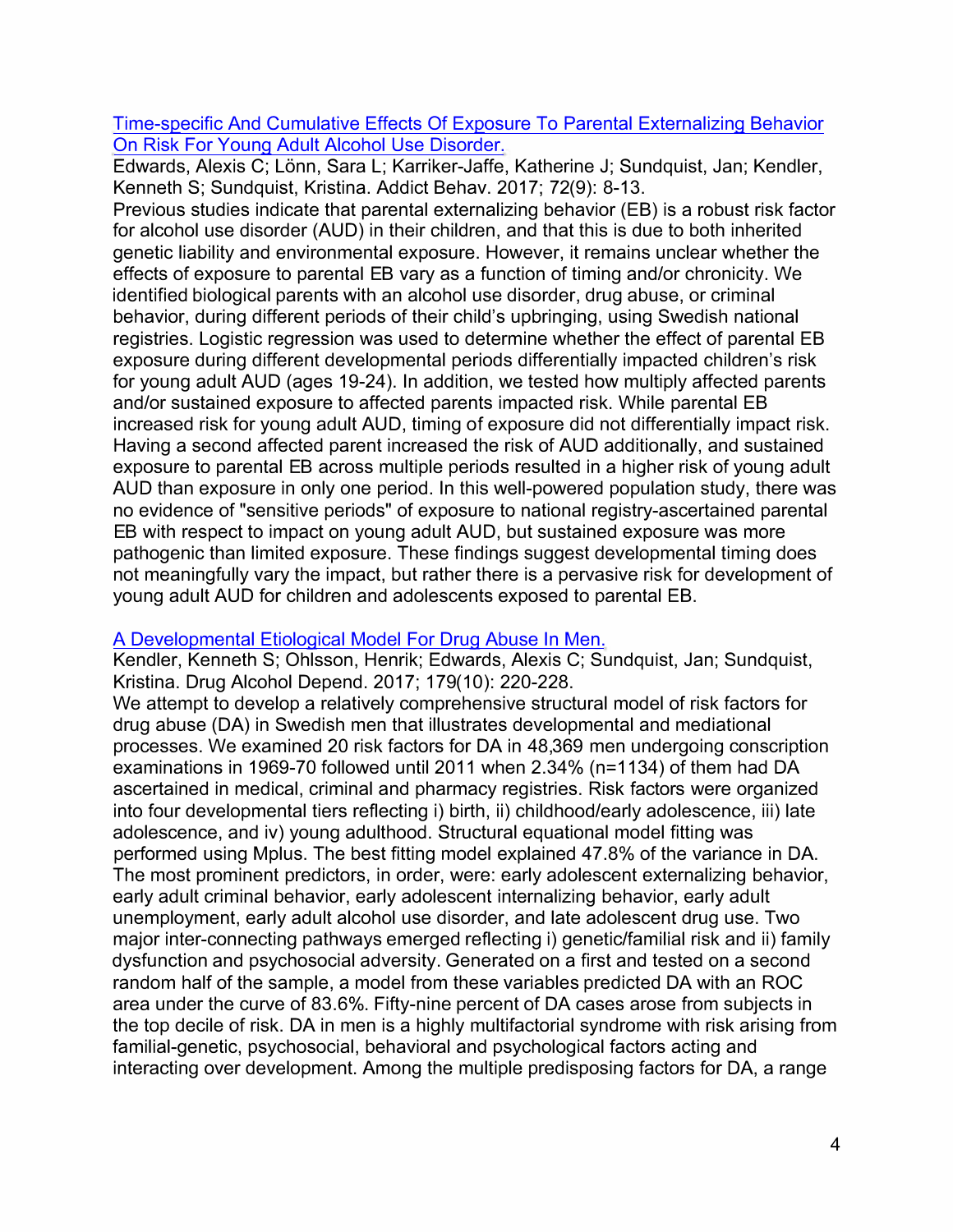[Time-specific And Cumulative Effects Of Exposure To Parental Externalizing Behavior On Risk For Young Adult Alcohol Use Disorder.]()

Edwards, Alexis C; Lönn, Sara L; Karriker-Jaffe, Katherine J; Sundquist, Jan; Kendler, Kenneth S; Sundquist, Kristina. Addict Behav. 2017; 72(9): 8-13.

Previous studies indicate that parental externalizing behavior (EB) is a robust risk factor for alcohol use disorder (AUD) in their children, and that this is due to both inherited genetic liability and environmental exposure. However, it remains unclear whether the effects of exposure to parental EB vary as a function of timing and/or chronicity. We identified biological parents with an alcohol use disorder, drug abuse, or criminal behavior, during different periods of their child's upbringing, using Swedish national registries. Logistic regression was used to determine whether the effect of parental EB exposure during different developmental periods differentially impacted children's risk for young adult AUD (ages 19-24). In addition, we tested how multiply affected parents and/or sustained exposure to affected parents impacted risk. While parental EB increased risk for young adult AUD, timing of exposure did not differentially impact risk. Having a second affected parent increased the risk of AUD additionally, and sustained exposure to parental EB across multiple periods resulted in a higher risk of young adult AUD than exposure in only one period. In this well-powered population study, there was no evidence of "sensitive periods" of exposure to national registry-ascertained parental EB with respect to impact on young adult AUD, but sustained exposure was more pathogenic than limited exposure. These findings suggest developmental timing does not meaningfully vary the impact, but rather there is a pervasive risk for development of young adult AUD for children and adolescents exposed to parental EB.

[A Developmental Etiological Model For Drug Abuse In Men.]()

Kendler, Kenneth S; Ohlsson, Henrik; Edwards, Alexis C; Sundquist, Jan; Sundquist, Kristina. Drug Alcohol Depend. 2017; 179(10): 220-228.

We attempt to develop a relatively comprehensive structural model of risk factors for drug abuse (DA) in Swedish men that illustrates developmental and mediational processes. We examined 20 risk factors for DA in 48,369 men undergoing conscription examinations in 1969-70 followed until 2011 when 2.34% (n=1134) of them had DA ascertained in medical, criminal and pharmacy registries. Risk factors were organized into four developmental tiers reflecting i) birth, ii) childhood/early adolescence, iii) late adolescence, and iv) young adulthood. Structural equational model fitting was performed using Mplus. The best fitting model explained 47.8% of the variance in DA. The most prominent predictors, in order, were: early adolescent externalizing behavior, early adult criminal behavior, early adolescent internalizing behavior, early adult unemployment, early adult alcohol use disorder, and late adolescent drug use. Two major inter-connecting pathways emerged reflecting i) genetic/familial risk and ii) family dysfunction and psychosocial adversity. Generated on a first and tested on a second random half of the sample, a model from these variables predicted DA with an ROC area under the curve of 83.6%. Fifty-nine percent of DA cases arose from subjects in the top decile of risk. DA in men is a highly multifactorial syndrome with risk arising from familial-genetic, psychosocial, behavioral and psychological factors acting and interacting over development. Among the multiple predisposing factors for DA, a range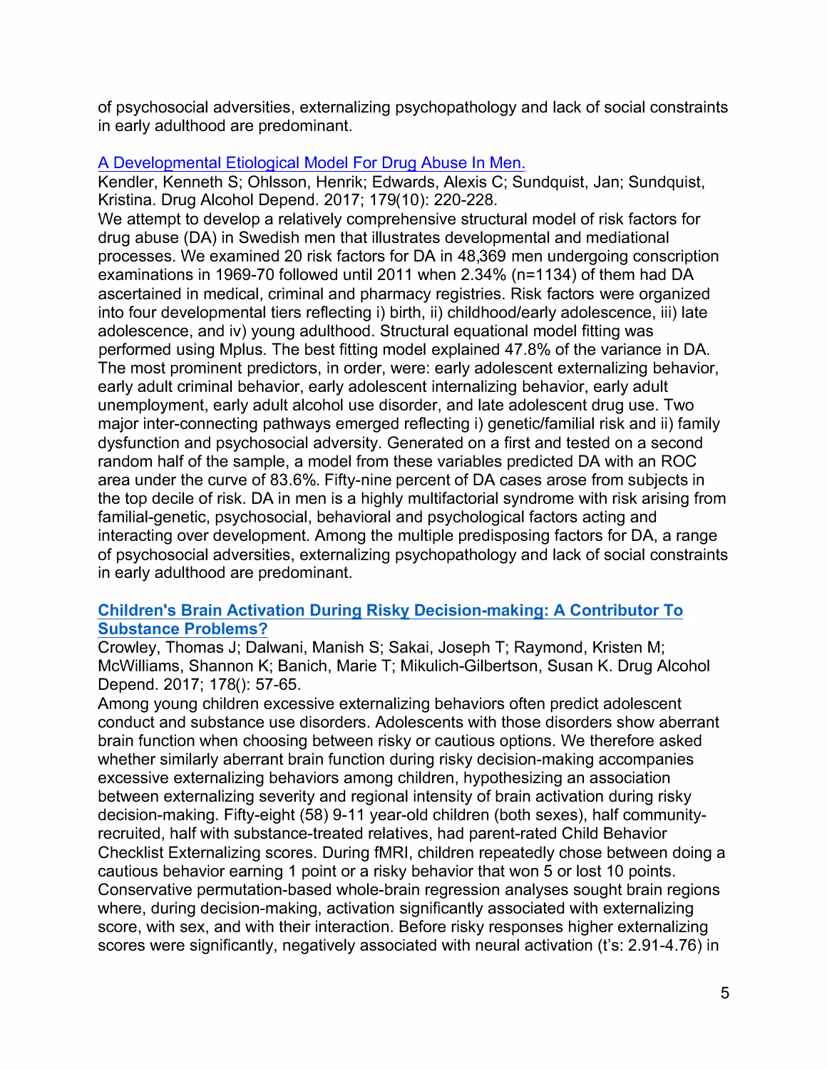of psychosocial adversities, externalizing psychopathology and lack of social constraints in early adulthood are predominant.

[A Developmental Etiological Model For Drug Abuse In Men.](#)
Kendler, Kenneth S; Ohlsson, Henrik; Edwards, Alexis C; Sundquist, Jan; Sundquist, Kristina. Drug Alcohol Depend. 2017; 179(10): 220-228.
We attempt to develop a relatively comprehensive structural model of risk factors for drug abuse (DA) in Swedish men that illustrates developmental and mediational processes. We examined 20 risk factors for DA in 48,369 men undergoing conscription examinations in 1969-70 followed until 2011 when 2.34% (n=1134) of them had DA ascertained in medical, criminal and pharmacy registries. Risk factors were organized into four developmental tiers reflecting i) birth, ii) childhood/early adolescence, iii) late adolescence, and iv) young adulthood. Structural equational model fitting was performed using Mplus. The best fitting model explained 47.8% of the variance in DA. The most prominent predictors, in order, were: early adolescent externalizing behavior, early adult criminal behavior, early adolescent internalizing behavior, early adult unemployment, early adult alcohol use disorder, and late adolescent drug use. Two major inter-connecting pathways emerged reflecting i) genetic/familial risk and ii) family dysfunction and psychosocial adversity. Generated on a first and tested on a second random half of the sample, a model from these variables predicted DA with an ROC area under the curve of 83.6%. Fifty-nine percent of DA cases arose from subjects in the top decile of risk. DA in men is a highly multifactorial syndrome with risk arising from familial-genetic, psychosocial, behavioral and psychological factors acting and interacting over development. Among the multiple predisposing factors for DA, a range of psychosocial adversities, externalizing psychopathology and lack of social constraints in early adulthood are predominant.

**[Children's Brain Activation During Risky Decision-making: A Contributor To Substance Problems?](#)**
Crowley, Thomas J; Dalwani, Manish S; Sakai, Joseph T; Raymond, Kristen M; McWilliams, Shannon K; Banich, Marie T; Mikulich-Gilbertson, Susan K. Drug Alcohol Depend. 2017; 178(): 57-65.
Among young children excessive externalizing behaviors often predict adolescent conduct and substance use disorders. Adolescents with those disorders show aberrant brain function when choosing between risky or cautious options. We therefore asked whether similarly aberrant brain function during risky decision-making accompanies excessive externalizing behaviors among children, hypothesizing an association between externalizing severity and regional intensity of brain activation during risky decision-making. Fifty-eight (58) 9-11 year-old children (both sexes), half community-recruited, half with substance-treated relatives, had parent-rated Child Behavior Checklist Externalizing scores. During fMRI, children repeatedly chose between doing a cautious behavior earning 1 point or a risky behavior that won 5 or lost 10 points. Conservative permutation-based whole-brain regression analyses sought brain regions where, during decision-making, activation significantly associated with externalizing score, with sex, and with their interaction. Before risky responses higher externalizing scores were significantly, negatively associated with neural activation (t's: 2.91-4.76) in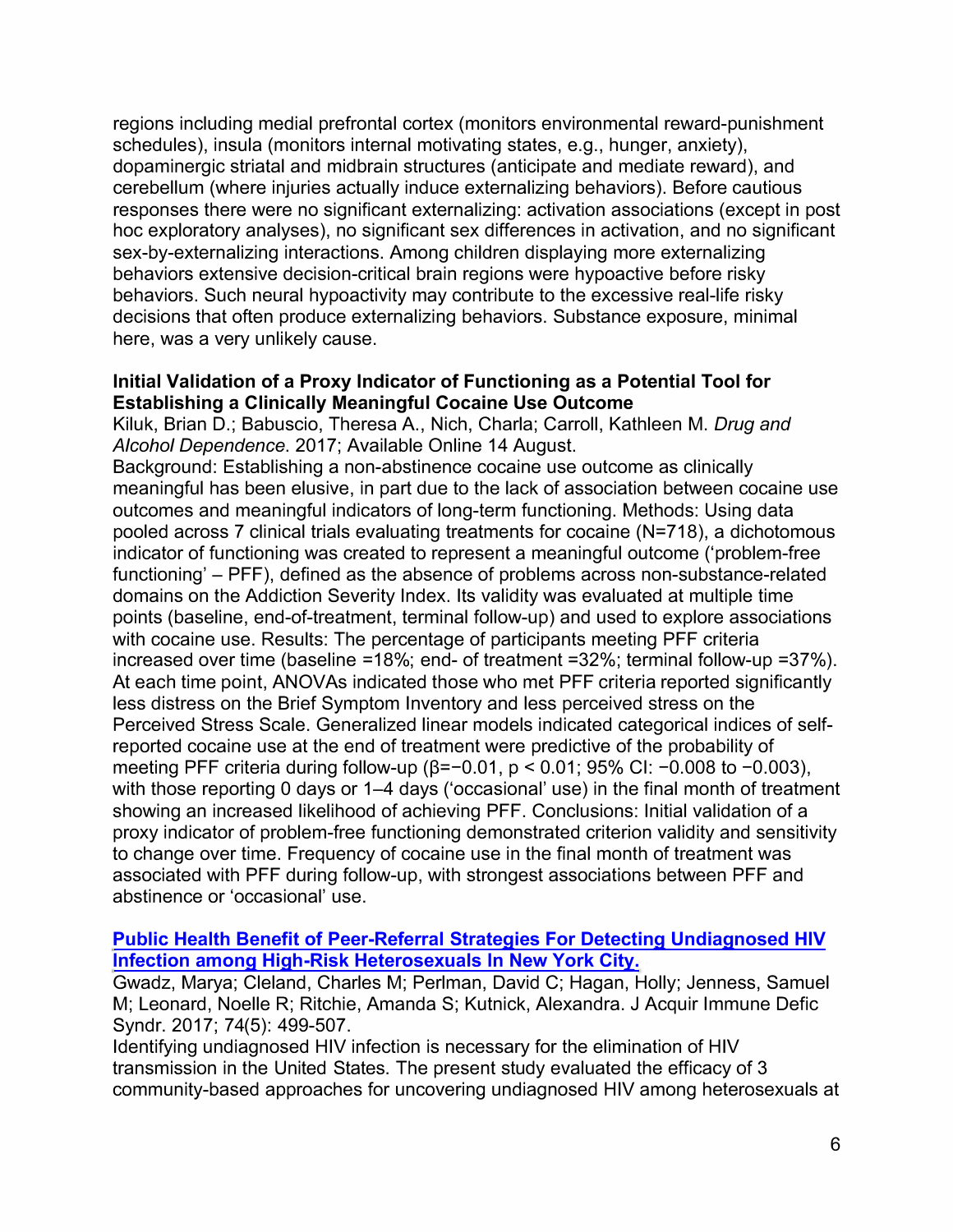regions including medial prefrontal cortex (monitors environmental reward-punishment schedules), insula (monitors internal motivating states, e.g., hunger, anxiety), dopaminergic striatal and midbrain structures (anticipate and mediate reward), and cerebellum (where injuries actually induce externalizing behaviors). Before cautious responses there were no significant externalizing: activation associations (except in post hoc exploratory analyses), no significant sex differences in activation, and no significant sex-by-externalizing interactions. Among children displaying more externalizing behaviors extensive decision-critical brain regions were hypoactive before risky behaviors. Such neural hypoactivity may contribute to the excessive real-life risky decisions that often produce externalizing behaviors. Substance exposure, minimal here, was a very unlikely cause.

**Initial Validation of a Proxy Indicator of Functioning as a Potential Tool for Establishing a Clinically Meaningful Cocaine Use Outcome**
Kiluk, Brian D.; Babuscio, Theresa A., Nich, Charla; Carroll, Kathleen M. *Drug and Alcohol Dependence.* 2017; Available Online 14 August.
Background: Establishing a non-abstinence cocaine use outcome as clinically meaningful has been elusive, in part due to the lack of association between cocaine use outcomes and meaningful indicators of long-term functioning. Methods: Using data pooled across 7 clinical trials evaluating treatments for cocaine (N=718), a dichotomous indicator of functioning was created to represent a meaningful outcome ('problem-free functioning' – PFF), defined as the absence of problems across non-substance-related domains on the Addiction Severity Index. Its validity was evaluated at multiple time points (baseline, end-of-treatment, terminal follow-up) and used to explore associations with cocaine use. Results: The percentage of participants meeting PFF criteria increased over time (baseline =18%; end- of treatment =32%; terminal follow-up =37%). At each time point, ANOVAs indicated those who met PFF criteria reported significantly less distress on the Brief Symptom Inventory and less perceived stress on the Perceived Stress Scale. Generalized linear models indicated categorical indices of self-reported cocaine use at the end of treatment were predictive of the probability of meeting PFF criteria during follow-up ($\beta=-0.01$, $p < 0.01$; 95% CI: $-0.008$ to $-0.003$), with those reporting 0 days or 1–4 days ('occasional' use) in the final month of treatment showing an increased likelihood of achieving PFF. Conclusions: Initial validation of a proxy indicator of problem-free functioning demonstrated criterion validity and sensitivity to change over time. Frequency of cocaine use in the final month of treatment was associated with PFF during follow-up, with strongest associations between PFF and abstinence or 'occasional' use.

**Public Health Benefit of Peer-Referral Strategies For Detecting Undiagnosed HIV Infection among High-Risk Heterosexuals In New York City.**
Gwadz, Marya; Cleland, Charles M; Perlman, David C; Hagan, Holly; Jenness, Samuel M; Leonard, Noelle R; Ritchie, Amanda S; Kutnick, Alexandra. J Acquir Immune Defic Syndr. 2017; 74(5): 499-507.
Identifying undiagnosed HIV infection is necessary for the elimination of HIV transmission in the United States. The present study evaluated the efficacy of 3 community-based approaches for uncovering undiagnosed HIV among heterosexuals at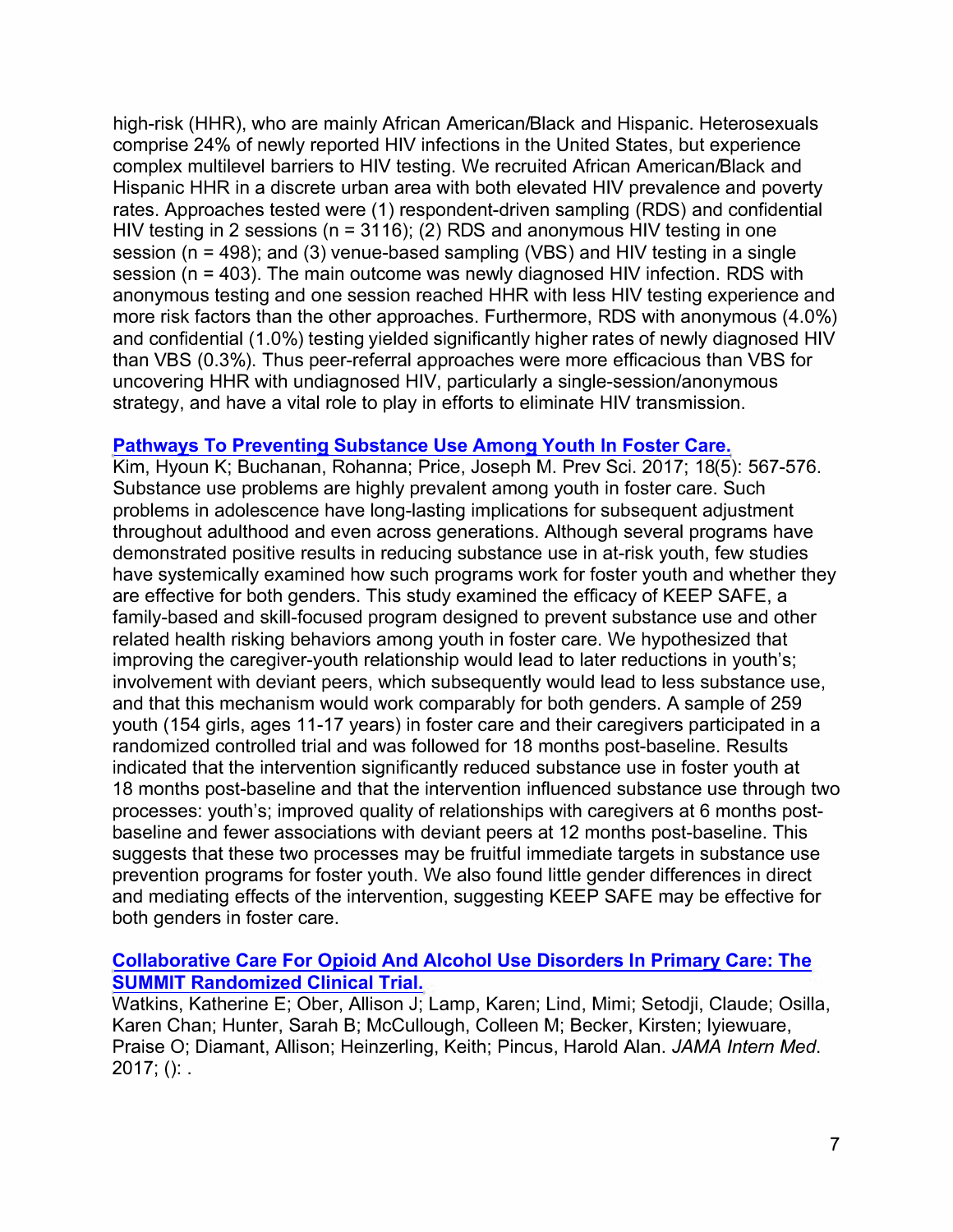high-risk (HHR), who are mainly African American/Black and Hispanic. Heterosexuals comprise 24% of newly reported HIV infections in the United States, but experience complex multilevel barriers to HIV testing. We recruited African American/Black and Hispanic HHR in a discrete urban area with both elevated HIV prevalence and poverty rates. Approaches tested were (1) respondent-driven sampling (RDS) and confidential HIV testing in 2 sessions (n = 3116); (2) RDS and anonymous HIV testing in one session (n = 498); and (3) venue-based sampling (VBS) and HIV testing in a single session (n = 403). The main outcome was newly diagnosed HIV infection. RDS with anonymous testing and one session reached HHR with less HIV testing experience and more risk factors than the other approaches. Furthermore, RDS with anonymous (4.0%) and confidential (1.0%) testing yielded significantly higher rates of newly diagnosed HIV than VBS (0.3%). Thus peer-referral approaches were more efficacious than VBS for uncovering HHR with undiagnosed HIV, particularly a single-session/anonymous strategy, and have a vital role to play in efforts to eliminate HIV transmission.

**Pathways To Preventing Substance Use Among Youth In Foster Care.**
Kim, Hyoun K; Buchanan, Rohanna; Price, Joseph M. Prev Sci. 2017; 18(5): 567-576. Substance use problems are highly prevalent among youth in foster care. Such problems in adolescence have long-lasting implications for subsequent adjustment throughout adulthood and even across generations. Although several programs have demonstrated positive results in reducing substance use in at-risk youth, few studies have systemically examined how such programs work for foster youth and whether they are effective for both genders. This study examined the efficacy of KEEP SAFE, a family-based and skill-focused program designed to prevent substance use and other related health risking behaviors among youth in foster care. We hypothesized that improving the caregiver-youth relationship would lead to later reductions in youth's; involvement with deviant peers, which subsequently would lead to less substance use, and that this mechanism would work comparably for both genders. A sample of 259 youth (154 girls, ages 11-17 years) in foster care and their caregivers participated in a randomized controlled trial and was followed for 18 months post-baseline. Results indicated that the intervention significantly reduced substance use in foster youth at 18 months post-baseline and that the intervention influenced substance use through two processes: youth's; improved quality of relationships with caregivers at 6 months post-baseline and fewer associations with deviant peers at 12 months post-baseline. This suggests that these two processes may be fruitful immediate targets in substance use prevention programs for foster youth. We also found little gender differences in direct and mediating effects of the intervention, suggesting KEEP SAFE may be effective for both genders in foster care.

**Collaborative Care For Opioid And Alcohol Use Disorders In Primary Care: The SUMMIT Randomized Clinical Trial.**
Watkins, Katherine E; Ober, Allison J; Lamp, Karen; Lind, Mimi; Setodji, Claude; Osilla, Karen Chan; Hunter, Sarah B; McCullough, Colleen M; Becker, Kirsten; Iyiewuare, Praise O; Diamant, Allison; Heinzerling, Keith; Pincus, Harold Alan. *JAMA Intern Med*. 2017; (): .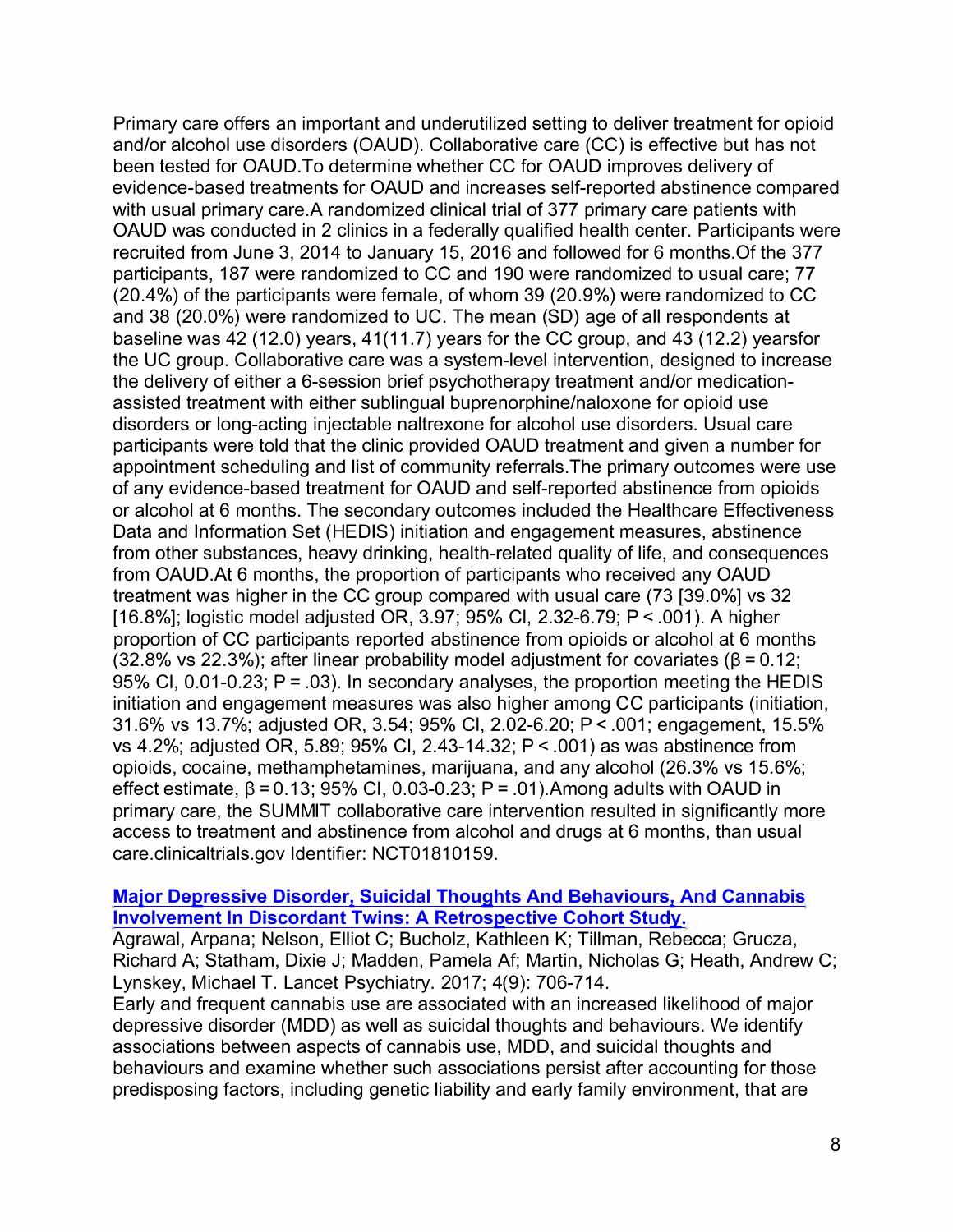Primary care offers an important and underutilized setting to deliver treatment for opioid and/or alcohol use disorders (OAUD). Collaborative care (CC) is effective but has not been tested for OAUD.To determine whether CC for OAUD improves delivery of evidence-based treatments for OAUD and increases self-reported abstinence compared with usual primary care.A randomized clinical trial of 377 primary care patients with OAUD was conducted in 2 clinics in a federally qualified health center. Participants were recruited from June 3, 2014 to January 15, 2016 and followed for 6 months.Of the 377 participants, 187 were randomized to CC and 190 were randomized to usual care; 77 (20.4%) of the participants were female, of whom 39 (20.9%) were randomized to CC and 38 (20.0%) were randomized to UC. The mean (SD) age of all respondents at baseline was 42 (12.0) years, 41(11.7) years for the CC group, and 43 (12.2) yearsfor the UC group. Collaborative care was a system-level intervention, designed to increase the delivery of either a 6-session brief psychotherapy treatment and/or medication-assisted treatment with either sublingual buprenorphine/naloxone for opioid use disorders or long-acting injectable naltrexone for alcohol use disorders. Usual care participants were told that the clinic provided OAUD treatment and given a number for appointment scheduling and list of community referrals.The primary outcomes were use of any evidence-based treatment for OAUD and self-reported abstinence from opioids or alcohol at 6 months. The secondary outcomes included the Healthcare Effectiveness Data and Information Set (HEDIS) initiation and engagement measures, abstinence from other substances, heavy drinking, health-related quality of life, and consequences from OAUD.At 6 months, the proportion of participants who received any OAUD treatment was higher in the CC group compared with usual care (73 [39.0%] vs 32 [16.8%]; logistic model adjusted OR, 3.97; 95% CI, 2.32-6.79; $P < .001$). A higher proportion of CC participants reported abstinence from opioids or alcohol at 6 months (32.8% vs 22.3%); after linear probability model adjustment for covariates ($\beta = 0.12$; 95% CI, 0.01-0.23; $P = .03$). In secondary analyses, the proportion meeting the HEDIS initiation and engagement measures was also higher among CC participants (initiation, 31.6% vs 13.7%; adjusted OR, 3.54; 95% CI, 2.02-6.20; $P < .001$; engagement, 15.5% vs 4.2%; adjusted OR, 5.89; 95% CI, 2.43-14.32; $P < .001$) as was abstinence from opioids, cocaine, methamphetamines, marijuana, and any alcohol (26.3% vs 15.6%; effect estimate, $\beta = 0.13$; 95% CI, 0.03-0.23; $P = .01$).Among adults with OAUD in primary care, the SUMMIT collaborative care intervention resulted in significantly more access to treatment and abstinence from alcohol and drugs at 6 months, than usual care.clinicaltrials.gov Identifier: NCT01810159.

**Major Depressive Disorder, Suicidal Thoughts And Behaviours, And Cannabis Involvement In Discordant Twins: A Retrospective Cohort Study.**

Agrawal, Arpana; Nelson, Elliot C; Bucholz, Kathleen K; Tillman, Rebecca; Grucza, Richard A; Statham, Dixie J; Madden, Pamela Af; Martin, Nicholas G; Heath, Andrew C; Lynskey, Michael T. Lancet Psychiatry. 2017; 4(9): 706-714.

Early and frequent cannabis use are associated with an increased likelihood of major depressive disorder (MDD) as well as suicidal thoughts and behaviours. We identify associations between aspects of cannabis use, MDD, and suicidal thoughts and behaviours and examine whether such associations persist after accounting for those predisposing factors, including genetic liability and early family environment, that are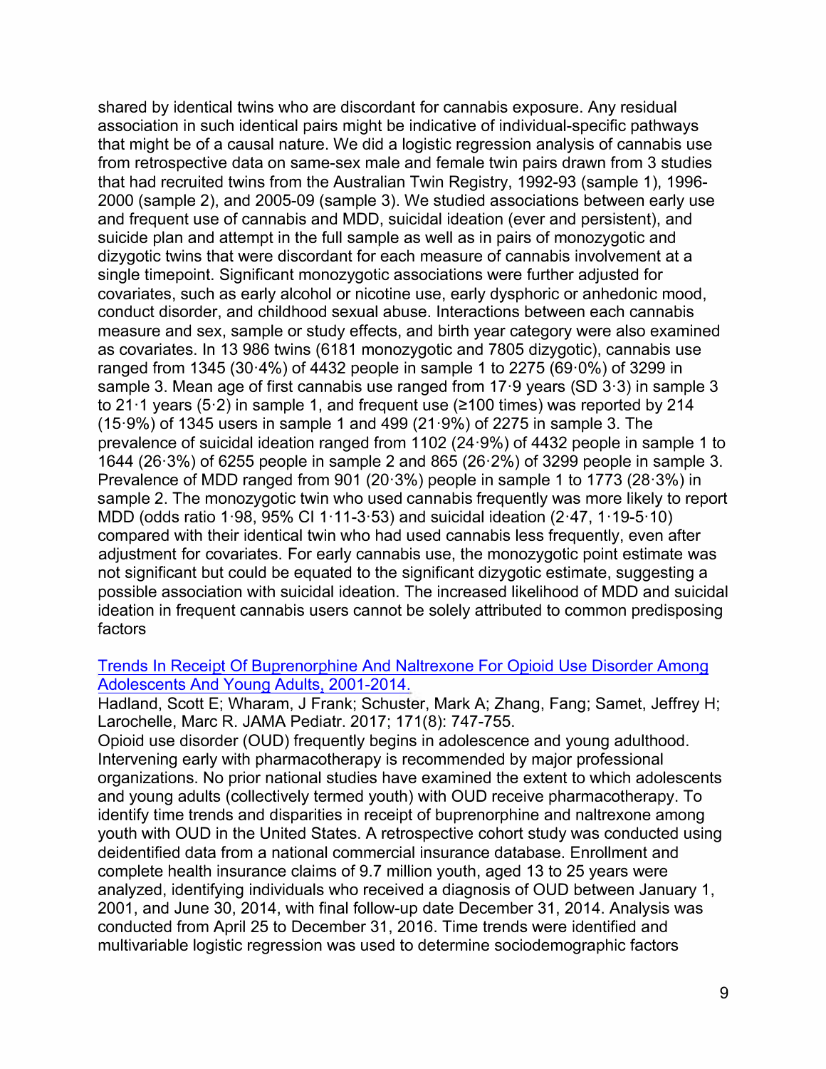shared by identical twins who are discordant for cannabis exposure. Any residual association in such identical pairs might be indicative of individual-specific pathways that might be of a causal nature. We did a logistic regression analysis of cannabis use from retrospective data on same-sex male and female twin pairs drawn from 3 studies that had recruited twins from the Australian Twin Registry, 1992-93 (sample 1), 1996-2000 (sample 2), and 2005-09 (sample 3). We studied associations between early use and frequent use of cannabis and MDD, suicidal ideation (ever and persistent), and suicide plan and attempt in the full sample as well as in pairs of monozygotic and dizygotic twins that were discordant for each measure of cannabis involvement at a single timepoint. Significant monozygotic associations were further adjusted for covariates, such as early alcohol or nicotine use, early dysphoric or anhedonic mood, conduct disorder, and childhood sexual abuse. Interactions between each cannabis measure and sex, sample or study effects, and birth year category were also examined as covariates. In 13 986 twins (6181 monozygotic and 7805 dizygotic), cannabis use ranged from 1345 (30·4%) of 4432 people in sample 1 to 2275 (69·0%) of 3299 in sample 3. Mean age of first cannabis use ranged from 17·9 years (SD 3·3) in sample 3 to 21·1 years (5·2) in sample 1, and frequent use (≥100 times) was reported by 214 (15·9%) of 1345 users in sample 1 and 499 (21·9%) of 2275 in sample 3. The prevalence of suicidal ideation ranged from 1102 (24·9%) of 4432 people in sample 1 to 1644 (26·3%) of 6255 people in sample 2 and 865 (26·2%) of 3299 people in sample 3. Prevalence of MDD ranged from 901 (20·3%) people in sample 1 to 1773 (28·3%) in sample 2. The monozygotic twin who used cannabis frequently was more likely to report MDD (odds ratio 1·98, 95% CI 1·11-3·53) and suicidal ideation (2·47, 1·19-5·10) compared with their identical twin who had used cannabis less frequently, even after adjustment for covariates. For early cannabis use, the monozygotic point estimate was not significant but could be equated to the significant dizygotic estimate, suggesting a possible association with suicidal ideation. The increased likelihood of MDD and suicidal ideation in frequent cannabis users cannot be solely attributed to common predisposing factors

[Trends In Receipt Of Buprenorphine And Naltrexone For Opioid Use Disorder Among Adolescents And Young Adults, 2001-2014.]

Hadland, Scott E; Wharam, J Frank; Schuster, Mark A; Zhang, Fang; Samet, Jeffrey H; Larochelle, Marc R. JAMA Pediatr. 2017; 171(8): 747-755.

Opioid use disorder (OUD) frequently begins in adolescence and young adulthood. Intervening early with pharmacotherapy is recommended by major professional organizations. No prior national studies have examined the extent to which adolescents and young adults (collectively termed youth) with OUD receive pharmacotherapy. To identify time trends and disparities in receipt of buprenorphine and naltrexone among youth with OUD in the United States. A retrospective cohort study was conducted using deidentified data from a national commercial insurance database. Enrollment and complete health insurance claims of 9.7 million youth, aged 13 to 25 years were analyzed, identifying individuals who received a diagnosis of OUD between January 1, 2001, and June 30, 2014, with final follow-up date December 31, 2014. Analysis was conducted from April 25 to December 31, 2016. Time trends were identified and multivariable logistic regression was used to determine sociodemographic factors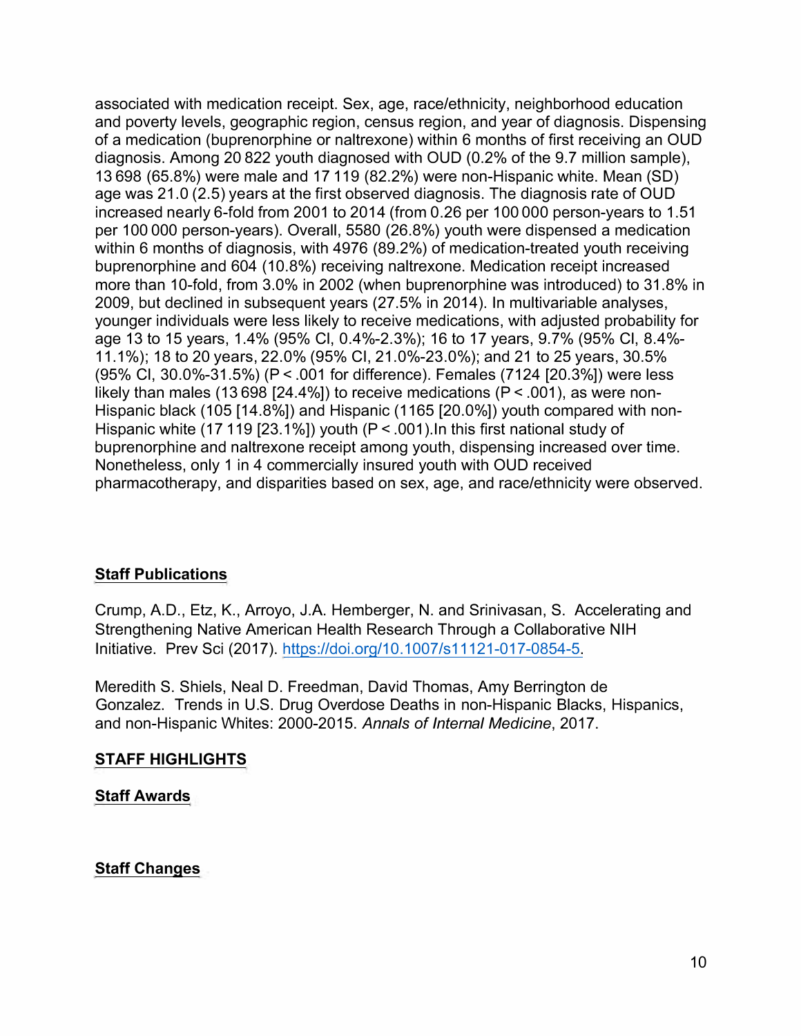associated with medication receipt. Sex, age, race/ethnicity, neighborhood education and poverty levels, geographic region, census region, and year of diagnosis. Dispensing of a medication (buprenorphine or naltrexone) within 6 months of first receiving an OUD diagnosis. Among 20 822 youth diagnosed with OUD (0.2% of the 9.7 million sample), 13 698 (65.8%) were male and 17 119 (82.2%) were non-Hispanic white. Mean (SD) age was 21.0 (2.5) years at the first observed diagnosis. The diagnosis rate of OUD increased nearly 6-fold from 2001 to 2014 (from 0.26 per 100 000 person-years to 1.51 per 100 000 person-years). Overall, 5580 (26.8%) youth were dispensed a medication within 6 months of diagnosis, with 4976 (89.2%) of medication-treated youth receiving buprenorphine and 604 (10.8%) receiving naltrexone. Medication receipt increased more than 10-fold, from 3.0% in 2002 (when buprenorphine was introduced) to 31.8% in 2009, but declined in subsequent years (27.5% in 2014). In multivariable analyses, younger individuals were less likely to receive medications, with adjusted probability for age 13 to 15 years, 1.4% (95% CI, 0.4%-2.3%); 16 to 17 years, 9.7% (95% CI, 8.4%-11.1%); 18 to 20 years, 22.0% (95% CI, 21.0%-23.0%); and 21 to 25 years, 30.5% (95% CI, 30.0%-31.5%) (P < .001 for difference). Females (7124 [20.3%]) were less likely than males (13 698 [24.4%]) to receive medications (P < .001), as were non-Hispanic black (105 [14.8%]) and Hispanic (1165 [20.0%]) youth compared with non-Hispanic white (17 119 [23.1%]) youth (P < .001).In this first national study of buprenorphine and naltrexone receipt among youth, dispensing increased over time. Nonetheless, only 1 in 4 commercially insured youth with OUD received pharmacotherapy, and disparities based on sex, age, and race/ethnicity were observed.

## Staff Publications

Crump, A.D., Etz, K., Arroyo, J.A. Hemberger, N. and Srinivasan, S. Accelerating and Strengthening Native American Health Research Through a Collaborative NIH Initiative. Prev Sci (2017). https://doi.org/10.1007/s11121-017-0854-5.

Meredith S. Shiels, Neal D. Freedman, David Thomas, Amy Berrington de Gonzalez. Trends in U.S. Drug Overdose Deaths in non-Hispanic Blacks, Hispanics, and non-Hispanic Whites: 2000-2015. *Annals of Internal Medicine*, 2017.

## STAFF HIGHLIGHTS

### Staff Awards

### Staff Changes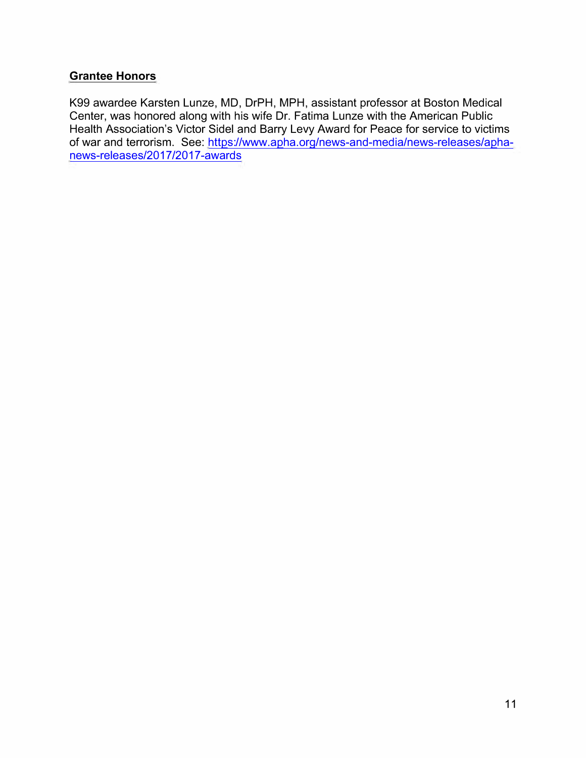**Grantee Honors**

K99 awardee Karsten Lunze, MD, DrPH, MPH, assistant professor at Boston Medical Center, was honored along with his wife Dr. Fatima Lunze with the American Public Health Association's Victor Sidel and Barry Levy Award for Peace for service to victims of war and terrorism. See: https://www.apha.org/news-and-media/news-releases/apha-news-releases/2017/2017-awards